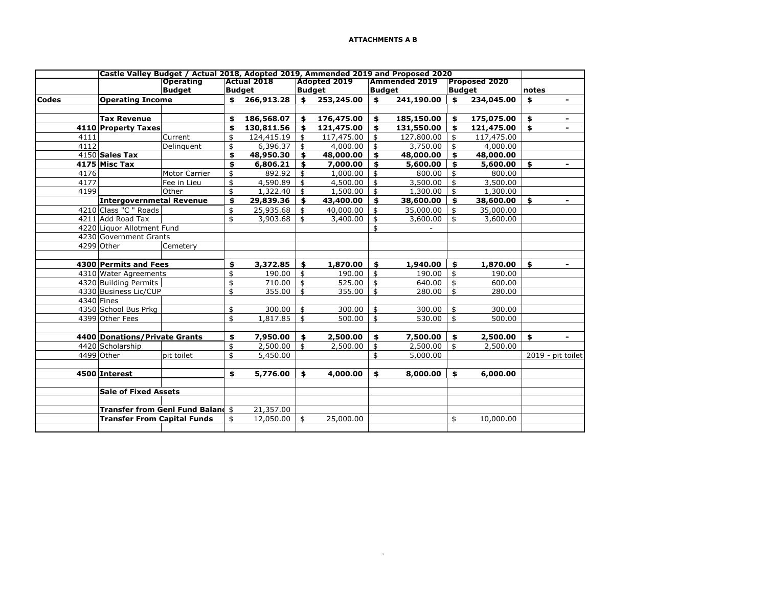**ATTACHMENTS A B**

| | Castle Valley Budget / Actual 2018, Adopted 2019, Ammended 2019 and Proposed 2020 | | | | | | |
|---|---|---|---|---|---|---|---|
| | | Operating Budget | Actual 2018 Budget | Adopted 2019 Budget | Ammended 2019 Budget | Proposed 2020 Budget | notes |
| **Codes** | **Operating Income** | | **$ 266,913.28** | **$ 253,245.00** | **$ 241,190.00** | **$ 234,045.00** | **$ -** |
| | | | | | | | |
| | **Tax Revenue** | | **$ 186,568.07** | **$ 176,475.00** | **$ 185,150.00** | **$ 175,075.00** | **$ -** |
| **4110** | **Property Taxes** | | **$ 130,811.56** | **$ 121,475.00** | **$ 131,550.00** | **$ 121,475.00** | **$ -** |
| 4111 | | Current | $ 124,415.19 | $ 117,475.00 | $ 127,800.00 | $ 117,475.00 | |
| 4112 | | Delinquent | $ 6,396.37 | $ 4,000.00 | $ 3,750.00 | $ 4,000.00 | |
| 4150 | **Sales Tax** | | **$ 48,950.30** | **$ 48,000.00** | **$ 48,000.00** | **$ 48,000.00** | |
| **4175** | **Misc Tax** | | **$ 6,806.21** | **$ 7,000.00** | **$ 5,600.00** | **$ 5,600.00** | **$ -** |
| 4176 | | Motor Carrier | $ 892.92 | $ 1,000.00 | $ 800.00 | $ 800.00 | |
| 4177 | | Fee in Lieu | $ 4,590.89 | $ 4,500.00 | $ 3,500.00 | $ 3,500.00 | |
| 4199 | | Other | $ 1,322.40 | $ 1,500.00 | $ 1,300.00 | $ 1,300.00 | |
| | **Intergovernmetal Revenue** | | **$ 29,839.36** | **$ 43,400.00** | **$ 38,600.00** | **$ 38,600.00** | **$ -** |
| 4210 | Class "C " Roads | | $ 25,935.68 | $ 40,000.00 | $ 35,000.00 | $ 35,000.00 | |
| 4211 | Add Road Tax | | $ 3,903.68 | $ 3,400.00 | $ 3,600.00 | $ 3,600.00 | |
| 4220 | Liquor Allotment Fund | | | | $ - | | |
| 4230 | Government Grants | | | | | | |
| 4299 | Other | Cemetery | | | | | |
| | | | | | | | |
| **4300** | **Permits and Fees** | | **$ 3,372.85** | **$ 1,870.00** | **$ 1,940.00** | **$ 1,870.00** | **$ -** |
| 4310 | Water Agreements | | $ 190.00 | $ 190.00 | $ 190.00 | $ 190.00 | |
| 4320 | Building Permits | | $ 710.00 | $ 525.00 | $ 640.00 | $ 600.00 | |
| 4330 | Business Lic/CUP | | $ 355.00 | $ 355.00 | $ 280.00 | $ 280.00 | |
| 4340 | Fines | | | | | | |
| 4350 | School Bus Prkg | | $ 300.00 | $ 300.00 | $ 300.00 | $ 300.00 | |
| 4399 | Other Fees | | $ 1,817.85 | $ 500.00 | $ 530.00 | $ 500.00 | |
| | | | | | | | |
| **4400** | **Donations/Private Grants** | | **$ 7,950.00** | **$ 2,500.00** | **$ 7,500.00** | **$ 2,500.00** | **$ -** |
| 4420 | Scholarship | | $ 2,500.00 | $ 2,500.00 | $ 2,500.00 | $ 2,500.00 | |
| 4499 | Other | pit toilet | $ 5,450.00 | | $ 5,000.00 | | 2019 - pit toilet |
| | | | | | | | |
| **4500** | **Interest** | | **$ 5,776.00** | **$ 4,000.00** | **$ 8,000.00** | **$ 6,000.00** | |
| | | | | | | | |
| | **Sale of Fixed Assets** | | | | | | |
| | | | | | | | |
| | **Transfer from Genl Fund Balanc** | | $ 21,357.00 | | | | |
| | **Transfer From Capital Funds** | | $ 12,050.00 | $ 25,000.00 | | $ 10,000.00 | |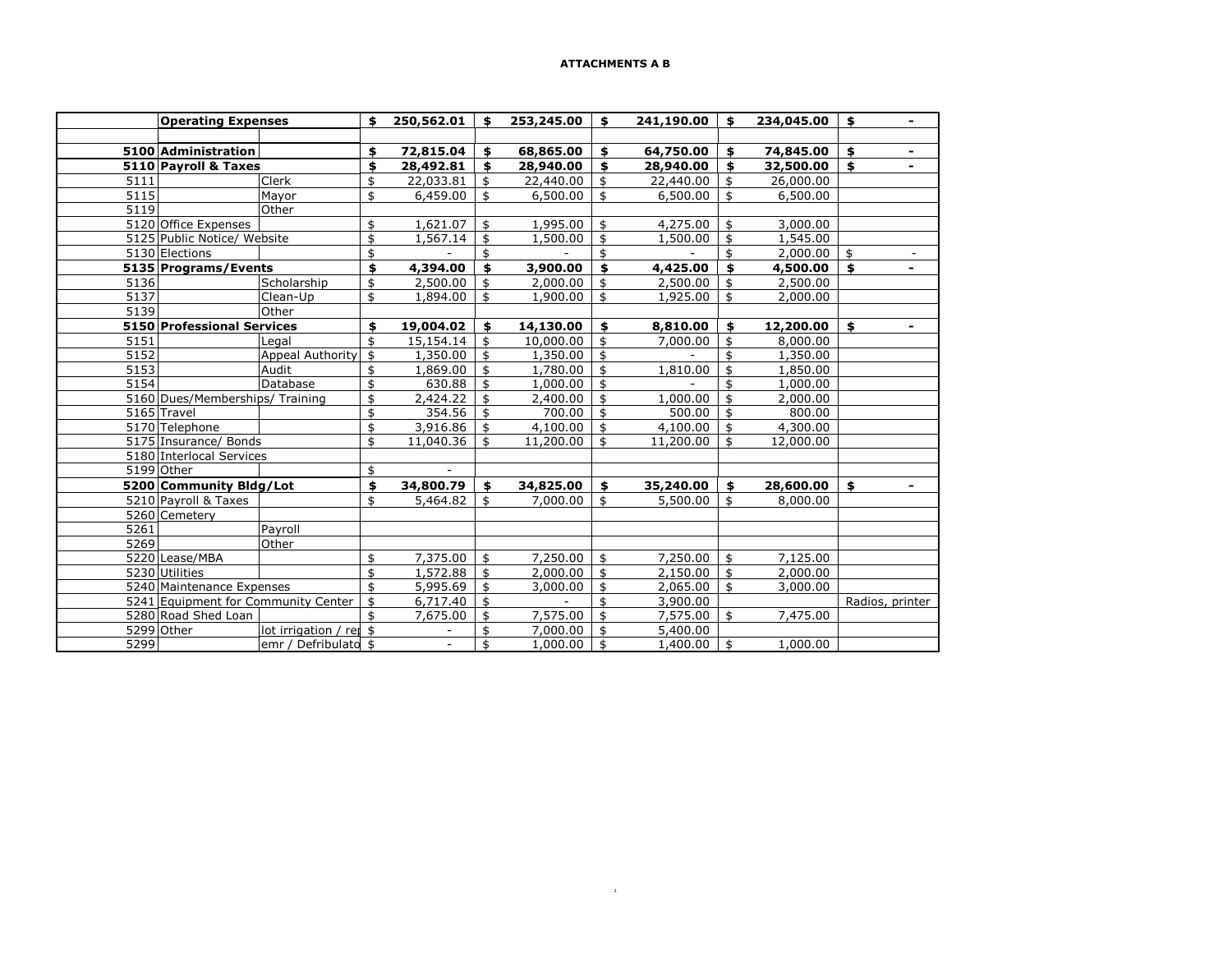**ATTACHMENTS A B**

| | Operating Expenses | | $ 250,562.01 | $ 253,245.00 | $ 241,190.00 | $ 234,045.00 | $ - |
|---|---|---|---|---|---|---|---|
| | | | | | | | |
| **5100** | **Administration** | | **$ 72,815.04** | **$ 68,865.00** | **$ 64,750.00** | **$ 74,845.00** | **$ -** |
| **5110** | **Payroll & Taxes** | | **$ 28,492.81** | **$ 28,940.00** | **$ 28,940.00** | **$ 32,500.00** | **$ -** |
| 5111 | | Clerk | $ 22,033.81 | $ 22,440.00 | $ 22,440.00 | $ 26,000.00 | |
| 5115 | | Mayor | $ 6,459.00 | $ 6,500.00 | $ 6,500.00 | $ 6,500.00 | |
| 5119 | | Other | | | | | |
| 5120 | Office Expenses | | $ 1,621.07 | $ 1,995.00 | $ 4,275.00 | $ 3,000.00 | |
| 5125 | Public Notice/ Website | | $ 1,567.14 | $ 1,500.00 | $ 1,500.00 | $ 1,545.00 | |
| 5130 | Elections | | $ - | $ - | $ - | $ 2,000.00 | $ - |
| **5135** | **Programs/Events** | | **$ 4,394.00** | **$ 3,900.00** | **$ 4,425.00** | **$ 4,500.00** | **$ -** |
| 5136 | | Scholarship | $ 2,500.00 | $ 2,000.00 | $ 2,500.00 | $ 2,500.00 | |
| 5137 | | Clean-Up | $ 1,894.00 | $ 1,900.00 | $ 1,925.00 | $ 2,000.00 | |
| 5139 | | Other | | | | | |
| **5150** | **Professional Services** | | **$ 19,004.02** | **$ 14,130.00** | **$ 8,810.00** | **$ 12,200.00** | **$ -** |
| 5151 | | Legal | $ 15,154.14 | $ 10,000.00 | $ 7,000.00 | $ 8,000.00 | |
| 5152 | | Appeal Authority | $ 1,350.00 | $ 1,350.00 | $ - | $ 1,350.00 | |
| 5153 | | Audit | $ 1,869.00 | $ 1,780.00 | $ 1,810.00 | $ 1,850.00 | |
| 5154 | | Database | $ 630.88 | $ 1,000.00 | $ - | $ 1,000.00 | |
| 5160 | Dues/Memberships/ Training | | $ 2,424.22 | $ 2,400.00 | $ 1,000.00 | $ 2,000.00 | |
| 5165 | Travel | | $ 354.56 | $ 700.00 | $ 500.00 | $ 800.00 | |
| 5170 | Telephone | | $ 3,916.86 | $ 4,100.00 | $ 4,100.00 | $ 4,300.00 | |
| 5175 | Insurance/ Bonds | | $ 11,040.36 | $ 11,200.00 | $ 11,200.00 | $ 12,000.00 | |
| 5180 | Interlocal Services | | | | | | |
| 5199 | Other | | $ - | | | | |
| **5200** | **Community Bldg/Lot** | | **$ 34,800.79** | **$ 34,825.00** | **$ 35,240.00** | **$ 28,600.00** | **$ -** |
| 5210 | Payroll & Taxes | | $ 5,464.82 | $ 7,000.00 | $ 5,500.00 | $ 8,000.00 | |
| 5260 | Cemetery | | | | | | |
| 5261 | | Payroll | | | | | |
| 5269 | | Other | | | | | |
| 5220 | Lease/MBA | | $ 7,375.00 | $ 7,250.00 | $ 7,250.00 | $ 7,125.00 | |
| 5230 | Utilities | | $ 1,572.88 | $ 2,000.00 | $ 2,150.00 | $ 2,000.00 | |
| 5240 | Maintenance Expenses | | $ 5,995.69 | $ 3,000.00 | $ 2,065.00 | $ 3,000.00 | |
| 5241 | Equipment for Community Center | | $ 6,717.40 | $ - | $ 3,900.00 | | Radios, printer |
| 5280 | Road Shed Loan | | $ 7,675.00 | $ 7,575.00 | $ 7,575.00 | $ 7,475.00 | |
| 5299 | Other | lot irrigation / rep | $ - | $ 7,000.00 | $ 5,400.00 | | |
| 5299 | | emr / Defribulato | $ - | $ 1,000.00 | $ 1,400.00 | $ 1,000.00 | |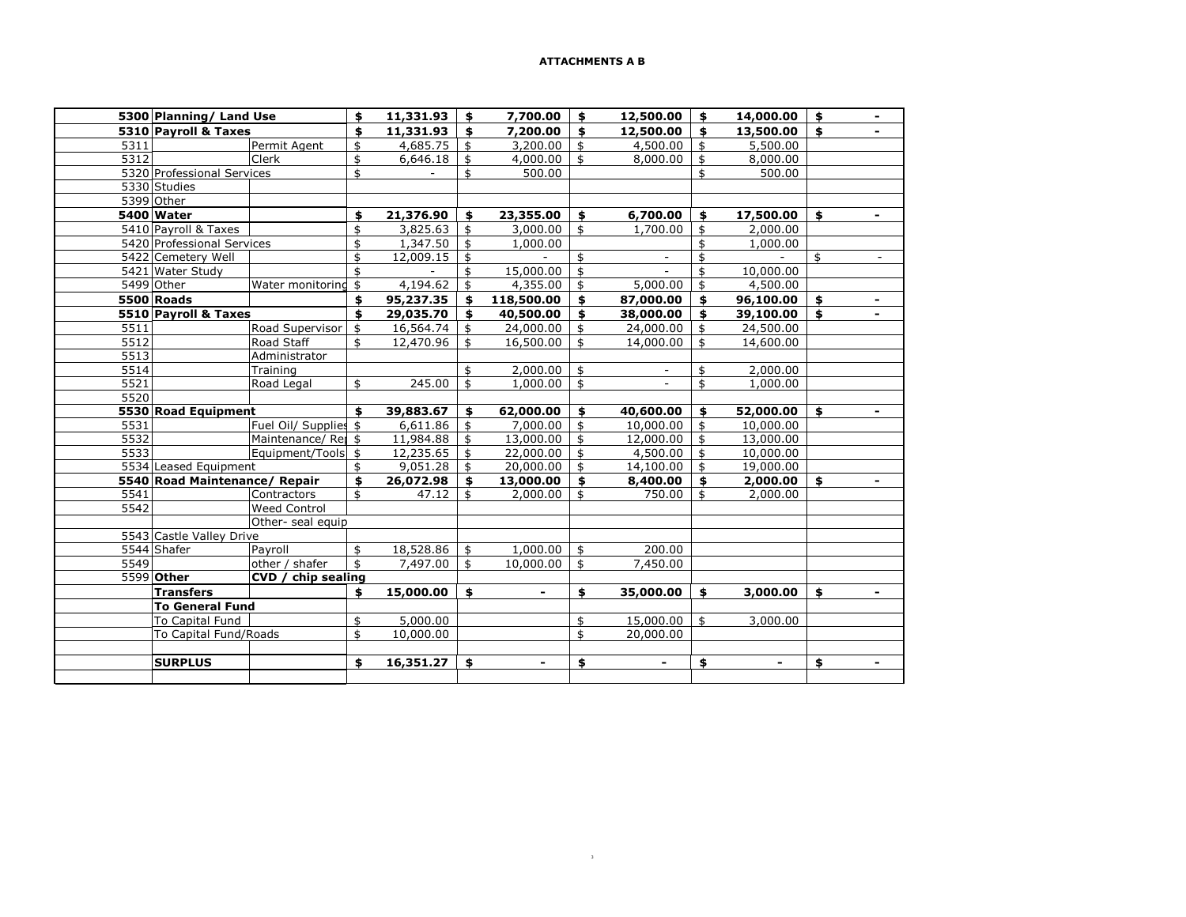**ATTACHMENTS A B**

| | | | | | | | |
|---|---|---|---|---|---|---|---|
| **5300** | **Planning/ Land Use** | | **$ 11,331.93** | **$ 7,700.00** | **$ 12,500.00** | **$ 14,000.00** | **$ -** |
| **5310** | **Payroll & Taxes** | | **$ 11,331.93** | **$ 7,200.00** | **$ 12,500.00** | **$ 13,500.00** | **$ -** |
| 5311 | | Permit Agent | $ 4,685.75 | $ 3,200.00 | $ 4,500.00 | $ 5,500.00 | |
| 5312 | | Clerk | $ 6,646.18 | $ 4,000.00 | $ 8,000.00 | $ 8,000.00 | |
| 5320 | Professional Services | | $ - | $ 500.00 | | $ 500.00 | |
| 5330 | Studies | | | | | | |
| 5399 | Other | | | | | | |
| **5400** | **Water** | | **$ 21,376.90** | **$ 23,355.00** | **$ 6,700.00** | **$ 17,500.00** | **$ -** |
| 5410 | Payroll & Taxes | | $ 3,825.63 | $ 3,000.00 | $ 1,700.00 | $ 2,000.00 | |
| 5420 | Professional Services | | $ 1,347.50 | $ 1,000.00 | | $ 1,000.00 | |
| 5422 | Cemetery Well | | $ 12,009.15 | $ - | $ - | $ - | $ - |
| 5421 | Water Study | | $ - | $ 15,000.00 | $ - | $ 10,000.00 | |
| 5499 | Other | Water monitoring | $ 4,194.62 | $ 4,355.00 | $ 5,000.00 | $ 4,500.00 | |
| **5500** | **Roads** | | **$ 95,237.35** | **$ 118,500.00** | **$ 87,000.00** | **$ 96,100.00** | **$ -** |
| **5510** | **Payroll & Taxes** | | **$ 29,035.70** | **$ 40,500.00** | **$ 38,000.00** | **$ 39,100.00** | **$ -** |
| 5511 | | Road Supervisor | $ 16,564.74 | $ 24,000.00 | $ 24,000.00 | $ 24,500.00 | |
| 5512 | | Road Staff | $ 12,470.96 | $ 16,500.00 | $ 14,000.00 | $ 14,600.00 | |
| 5513 | | Administrator | | | | | |
| 5514 | | Training | | $ 2,000.00 | $ - | $ 2,000.00 | |
| 5521 | | Road Legal | $ 245.00 | $ 1,000.00 | $ - | $ 1,000.00 | |
| 5520 | | | | | | | |
| **5530** | **Road Equipment** | | **$ 39,883.67** | **$ 62,000.00** | **$ 40,600.00** | **$ 52,000.00** | **$ -** |
| 5531 | | Fuel Oil/ Supplies | $ 6,611.86 | $ 7,000.00 | $ 10,000.00 | $ 10,000.00 | |
| 5532 | | Maintenance/ Rep | $ 11,984.88 | $ 13,000.00 | $ 12,000.00 | $ 13,000.00 | |
| 5533 | | Equipment/Tools | $ 12,235.65 | $ 22,000.00 | $ 4,500.00 | $ 10,000.00 | |
| 5534 | Leased Equipment | | $ 9,051.28 | $ 20,000.00 | $ 14,100.00 | $ 19,000.00 | |
| **5540** | **Road Maintenance/ Repair** | | **$ 26,072.98** | **$ 13,000.00** | **$ 8,400.00** | **$ 2,000.00** | **$ -** |
| 5541 | | Contractors | $ 47.12 | $ 2,000.00 | $ 750.00 | $ 2,000.00 | |
| 5542 | | Weed Control | | | | | |
| | | Other- seal equip | | | | | |
| 5543 | Castle Valley Drive | | | | | | |
| 5544 | Shafer | Payroll | $ 18,528.86 | $ 1,000.00 | $ 200.00 | | |
| 5549 | | other / shafer | $ 7,497.00 | $ 10,000.00 | $ 7,450.00 | | |
| 5599 | **Other** | **CVD / chip sealing** | | | | | |
| | **Transfers** | | **$ 15,000.00** | **$ -** | **$ 35,000.00** | **$ 3,000.00** | **$ -** |
| | **To General Fund** | | | | | | |
| | To Capital Fund | | $ 5,000.00 | | $ 15,000.00 | $ 3,000.00 | |
| | To Capital Fund/Roads | | $ 10,000.00 | | $ 20,000.00 | | |
| | | | | | | | |
| | **SURPLUS** | | **$ 16,351.27** | **$ -** | **$ -** | **$ -** | **$ -** |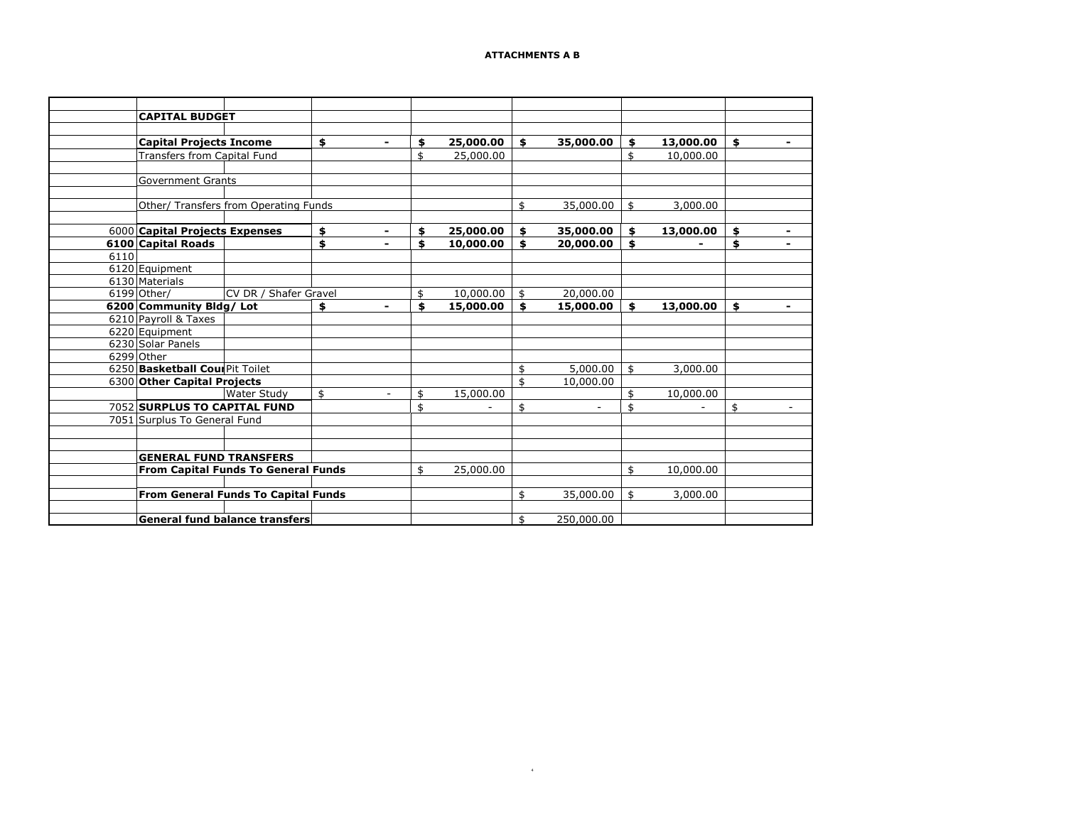**ATTACHMENTS A B**

| | | | | | | | |
|---|---|---|---|---|---|---|---|
| | **CAPITAL BUDGET** | | | | | | |
| | **Capital Projects Income** | | **$ -** | **$ 25,000.00** | **$ 35,000.00** | **$ 13,000.00** | **$ -** |
| | Transfers from Capital Fund | | | $ 25,000.00 | | $ 10,000.00 | |
| | Government Grants | | | | | | |
| | Other/ Transfers from Operating Funds | | | | $ 35,000.00 | $ 3,000.00 | |
| 6000 | **Capital Projects Expenses** | | **$ -** | **$ 25,000.00** | **$ 35,000.00** | **$ 13,000.00** | **$ -** |
| **6100** | **Capital Roads** | | **$ -** | **$ 10,000.00** | **$ 20,000.00** | **$ -** | **$ -** |
| 6110 | | | | | | | |
| 6120 | Equipment | | | | | | |
| 6130 | Materials | | | | | | |
| 6199 | Other/ | CV DR / Shafer Gravel | | $ 10,000.00 | $ 20,000.00 | | |
| **6200** | **Community Bldg/ Lot** | | **$ -** | **$ 15,000.00** | **$ 15,000.00** | **$ 13,000.00** | **$ -** |
| 6210 | Payroll & Taxes | | | | | | |
| 6220 | Equipment | | | | | | |
| 6230 | Solar Panels | | | | | | |
| 6299 | Other | | | | | | |
| 6250 | **Basketball Cour** | Pit Toilet | | | $ 5,000.00 | $ 3,000.00 | |
| 6300 | **Other Capital Projects** | | | | $ 10,000.00 | | |
| | | Water Study | $ - | $ 15,000.00 | | $ 10,000.00 | |
| 7052 | **SURPLUS TO CAPITAL FUND** | | | $ - | $ - | $ - | $ - |
| 7051 | Surplus To General Fund | | | | | | |
| | **GENERAL FUND TRANSFERS** | | | | | | |
| | **From Capital Funds To General Funds** | | | $ 25,000.00 | | $ 10,000.00 | |
| | **From General Funds To Capital Funds** | | | | $ 35,000.00 | $ 3,000.00 | |
| | **General fund balance transfers** | | | | $ 250,000.00 | | |